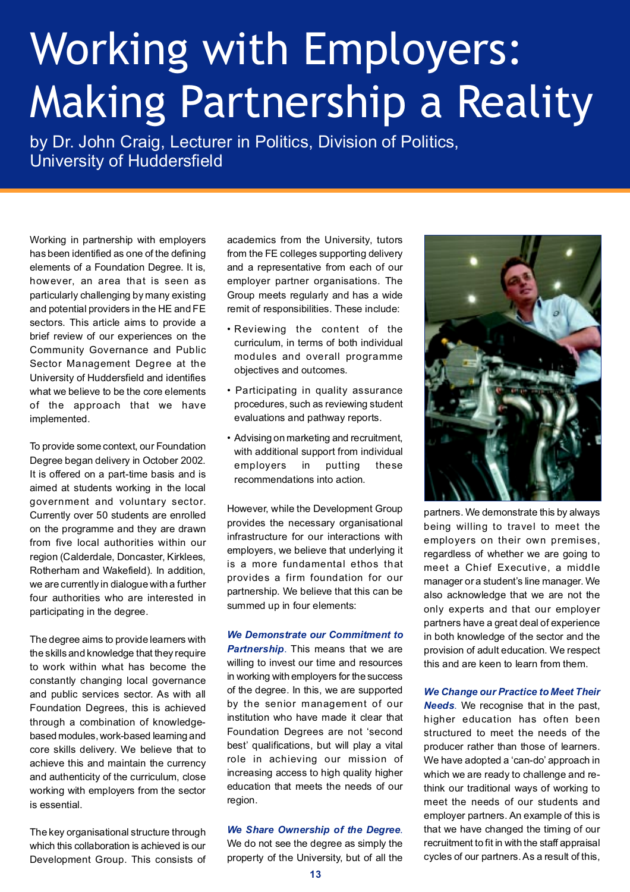# Working with Employers: Making Partnership a Reality

by Dr. John Craig, Lecturer in Politics, Division of Politics, University of Huddersfield

Working in partnership with employers has been identified as one of the defining elements of a Foundation Degree. It is, however, an area that is seen as particularly challenging by many existing and potential providers in the HE and FE sectors. This article aims to provide a brief review of our experiences on the Community Governance and Public Sector Management Degree at the University of Huddersfield and identifies what we believe to be the core elements of the approach that we have implemented.

To provide some context, our Foundation Degree began delivery in October 2002. It is offered on a part-time basis and is aimed at students working in the local government and voluntary sector. Currently over 50 students are enrolled on the programme and they are drawn from five local authorities within our region (Calderdale, Doncaster, Kirklees, Rotherham and Wakefield). In addition, we are currently in dialogue with a further four authorities who are interested in participating in the degree.

The degree aims to provide learners with the skills and knowledge that they require to work within what has become the constantly changing local governance and public services sector. As with all Foundation Degrees, this is achieved through a combination of knowledge-based modules, work-based learning and core skills delivery. We believe that to achieve this and maintain the currency and authenticity of the curriculum, close working with employers from the sector is essential.

The key organisational structure through which this collaboration is achieved is our Development Group. This consists of academics from the University, tutors from the FE colleges supporting delivery and a representative from each of our employer partner organisations. The Group meets regularly and has a wide remit of responsibilities. These include:

- Reviewing the content of the curriculum, in terms of both individual modules and overall programme objectives and outcomes.
- Participating in quality assurance procedures, such as reviewing student evaluations and pathway reports.
- Advising on marketing and recruitment, with additional support from individual employers in putting these recommendations into action.

However, while the Development Group provides the necessary organisational infrastructure for our interactions with employers, we believe that underlying it is a more fundamental ethos that provides a firm foundation for our partnership. We believe that this can be summed up in four elements:

***We Demonstrate our Commitment to Partnership***. This means that we are willing to invest our time and resources in working with employers for the success of the degree. In this, we are supported by the senior management of our institution who have made it clear that Foundation Degrees are not 'second best' qualifications, but will play a vital role in achieving our mission of increasing access to high quality higher education that meets the needs of our region.

***We Share Ownership of the Degree***. We do not see the degree as simply the property of the University, but of all the partners. We demonstrate this by always being willing to travel to meet the employers on their own premises, regardless of whether we are going to meet a Chief Executive, a middle manager or a student's line manager. We also acknowledge that we are not the only experts and that our employer partners have a great deal of experience in both knowledge of the sector and the provision of adult education. We respect this and are keen to learn from them.

***We Change our Practice to Meet Their Needs***. We recognise that in the past, higher education has often been structured to meet the needs of the producer rather than those of learners. We have adopted a 'can-do' approach in which we are ready to challenge and re-think our traditional ways of working to meet the needs of our students and employer partners. An example of this is that we have changed the timing of our recruitment to fit in with the staff appraisal cycles of our partners. As a result of this,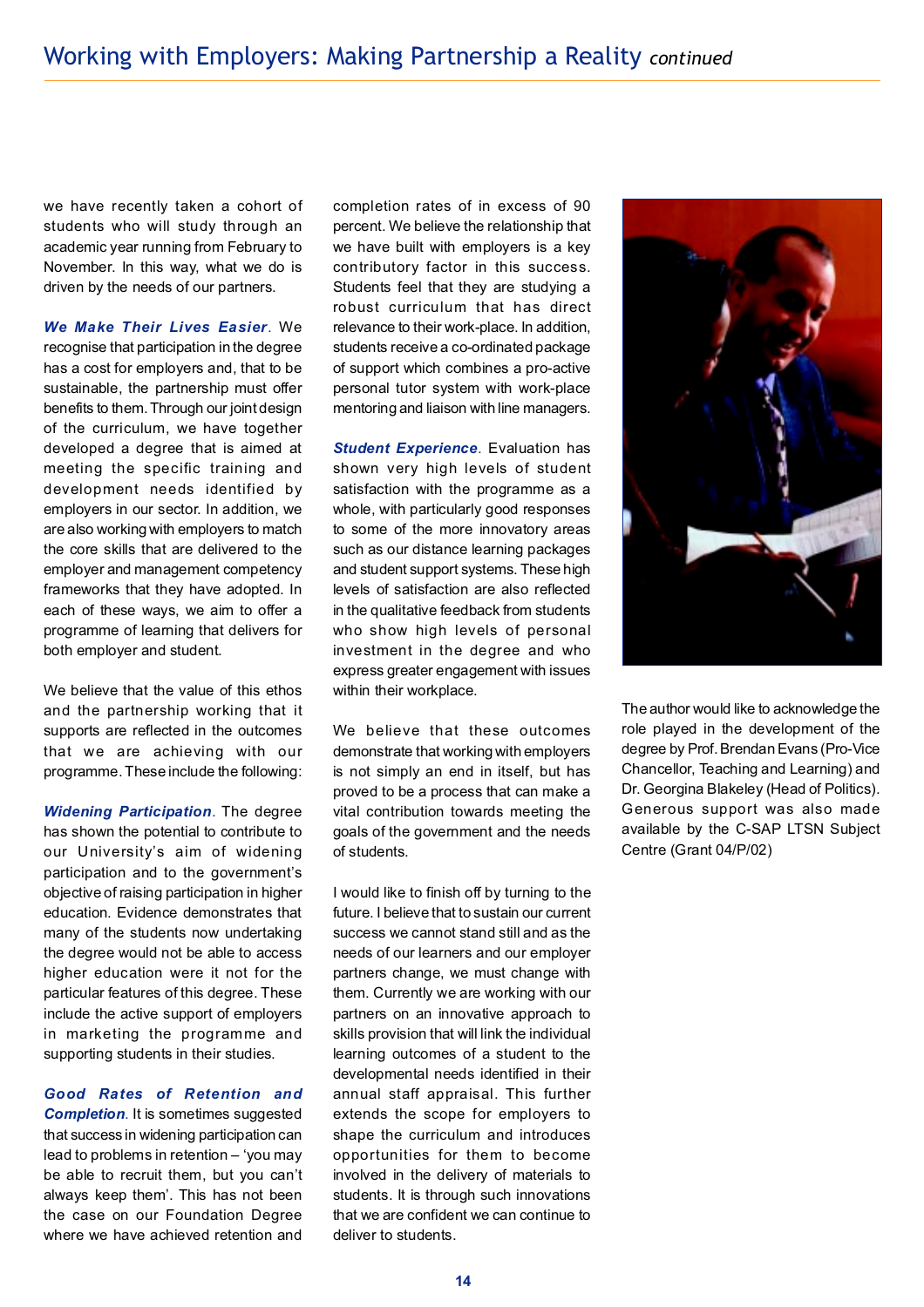we have recently taken a cohort of students who will study through an academic year running from February to November. In this way, what we do is driven by the needs of our partners.

***We Make Their Lives Easier***. We recognise that participation in the degree has a cost for employers and, that to be sustainable, the partnership must offer benefits to them. Through our joint design of the curriculum, we have together developed a degree that is aimed at meeting the specific training and development needs identified by employers in our sector. In addition, we are also working with employers to match the core skills that are delivered to the employer and management competency frameworks that they have adopted. In each of these ways, we aim to offer a programme of learning that delivers for both employer and student.

We believe that the value of this ethos and the partnership working that it supports are reflected in the outcomes that we are achieving with our programme. These include the following:

***Widening Participation***. The degree has shown the potential to contribute to our University's aim of widening participation and to the government's objective of raising participation in higher education. Evidence demonstrates that many of the students now undertaking the degree would not be able to access higher education were it not for the particular features of this degree. These include the active support of employers in marketing the programme and supporting students in their studies.

***Good Rates of Retention and Completion***. It is sometimes suggested that success in widening participation can lead to problems in retention – 'you may be able to recruit them, but you can't always keep them'. This has not been the case on our Foundation Degree where we have achieved retention and completion rates of in excess of 90 percent. We believe the relationship that we have built with employers is a key contributory factor in this success. Students feel that they are studying a robust curriculum that has direct relevance to their work-place. In addition, students receive a co-ordinated package of support which combines a pro-active personal tutor system with work-place mentoring and liaison with line managers.

***Student Experience***. Evaluation has shown very high levels of student satisfaction with the programme as a whole, with particularly good responses to some of the more innovatory areas such as our distance learning packages and student support systems. These high levels of satisfaction are also reflected in the qualitative feedback from students who show high levels of personal investment in the degree and who express greater engagement with issues within their workplace.

We believe that these outcomes demonstrate that working with employers is not simply an end in itself, but has proved to be a process that can make a vital contribution towards meeting the goals of the government and the needs of students.

I would like to finish off by turning to the future. I believe that to sustain our current success we cannot stand still and as the needs of our learners and our employer partners change, we must change with them. Currently we are working with our partners on an innovative approach to skills provision that will link the individual learning outcomes of a student to the developmental needs identified in their annual staff appraisal. This further extends the scope for employers to shape the curriculum and introduces opportunities for them to become involved in the delivery of materials to students. It is through such innovations that we are confident we can continue to deliver to students.

The author would like to acknowledge the role played in the development of the degree by Prof. Brendan Evans (Pro-Vice Chancellor, Teaching and Learning) and Dr. Georgina Blakeley (Head of Politics). Generous support was also made available by the C-SAP LTSN Subject Centre (Grant 04/P/02)